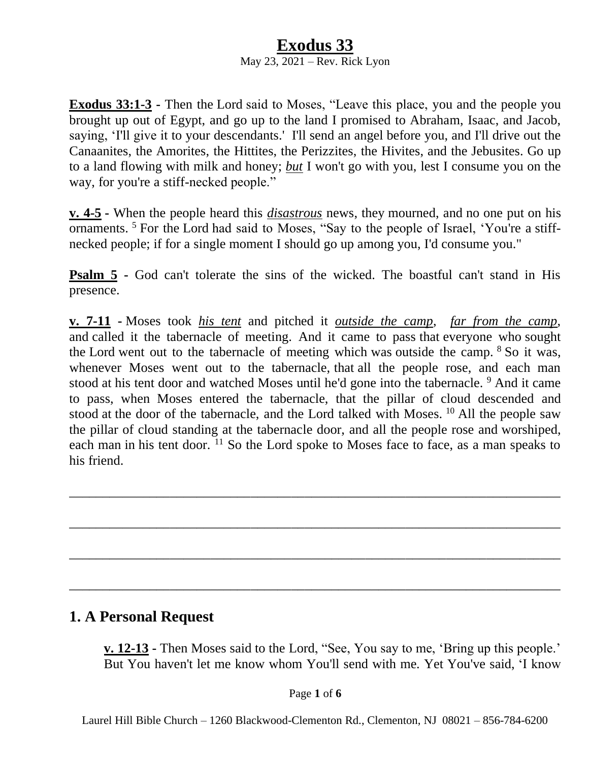# Exodus 33

May 23, 2021 – Rev. Rick Lyon

**Exodus 33:1-3** - Then the Lord said to Moses, "Leave this place, you and the people you brought up out of Egypt, and go up to the land I promised to Abraham, Isaac, and Jacob, saying, 'I'll give it to your descendants.' I'll send an angel before you, and I'll drive out the Canaanites, the Amorites, the Hittites, the Perizzites, the Hivites, and the Jebusites. Go up to a land flowing with milk and honey; ***but*** I won't go with you, lest I consume you on the way, for you're a stiff-necked people."

**v. 4-5** - When the people heard this ***disastrous*** news, they mourned, and no one put on his ornaments. [5] For the Lord had said to Moses, "Say to the people of Israel, 'You're a stiff-necked people; if for a single moment I should go up among you, I'd consume you."

**Psalm 5** - God can't tolerate the sins of the wicked. The boastful can't stand in His presence.

**v. 7-11** - Moses took *his tent* and pitched it *outside the camp*, *far from the camp*, and called it the tabernacle of meeting. And it came to pass that everyone who sought the Lord went out to the tabernacle of meeting which was outside the camp. [8] So it was, whenever Moses went out to the tabernacle, that all the people rose, and each man stood at his tent door and watched Moses until he'd gone into the tabernacle. [9] And it came to pass, when Moses entered the tabernacle, that the pillar of cloud descended and stood at the door of the tabernacle, and the Lord talked with Moses. [10] All the people saw the pillar of cloud standing at the tabernacle door, and all the people rose and worshiped, each man in his tent door. [11] So the Lord spoke to Moses face to face, as a man speaks to his friend.

\_\_\_\_\_\_\_\_\_\_\_\_\_\_\_\_\_\_\_\_\_\_\_\_\_\_\_\_\_\_\_\_\_\_\_\_\_\_\_\_\_\_\_\_\_\_\_\_\_\_\_\_\_\_\_\_\_\_\_\_\_\_\_\_\_\_\_\_

\_\_\_\_\_\_\_\_\_\_\_\_\_\_\_\_\_\_\_\_\_\_\_\_\_\_\_\_\_\_\_\_\_\_\_\_\_\_\_\_\_\_\_\_\_\_\_\_\_\_\_\_\_\_\_\_\_\_\_\_\_\_\_\_\_\_\_\_

\_\_\_\_\_\_\_\_\_\_\_\_\_\_\_\_\_\_\_\_\_\_\_\_\_\_\_\_\_\_\_\_\_\_\_\_\_\_\_\_\_\_\_\_\_\_\_\_\_\_\_\_\_\_\_\_\_\_\_\_\_\_\_\_\_\_\_\_

\_\_\_\_\_\_\_\_\_\_\_\_\_\_\_\_\_\_\_\_\_\_\_\_\_\_\_\_\_\_\_\_\_\_\_\_\_\_\_\_\_\_\_\_\_\_\_\_\_\_\_\_\_\_\_\_\_\_\_\_\_\_\_\_\_\_\_\_

## 1. A Personal Request

**v. 12-13** - Then Moses said to the Lord, "See, You say to me, 'Bring up this people.' But You haven't let me know whom You'll send with me. Yet You've said, 'I know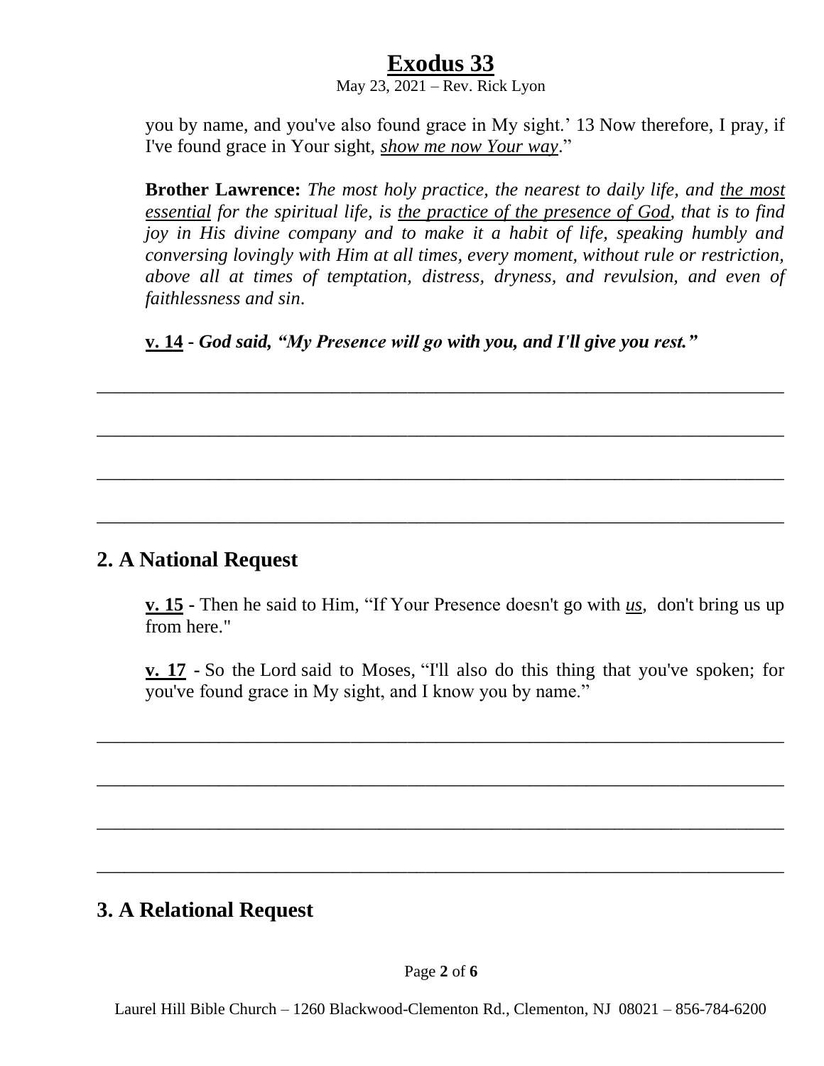you by name, and you've also found grace in My sight.' 13 Now therefore, I pray, if I've found grace in Your sight, ***show me now Your way***."

**Brother Lawrence:** *The most holy practice, the nearest to daily life, and the most essential for the spiritual life, is the practice of the presence of God, that is to find joy in His divine company and to make it a habit of life, speaking humbly and conversing lovingly with Him at all times, every moment, without rule or restriction, above all at times of temptation, distress, dryness, and revulsion, and even of faithlessness and sin.*

**v. 14** - ***God said, "My Presence will go with you, and I'll give you rest."***

___

___

___

___

## 2. A National Request

**v. 15** - Then he said to Him, "If Your Presence doesn't go with *us*, don't bring us up from here."

**v. 17** - So the Lord said to Moses, "I'll also do this thing that you've spoken; for you've found grace in My sight, and I know you by name."

___

___

___

___

## 3. A Relational Request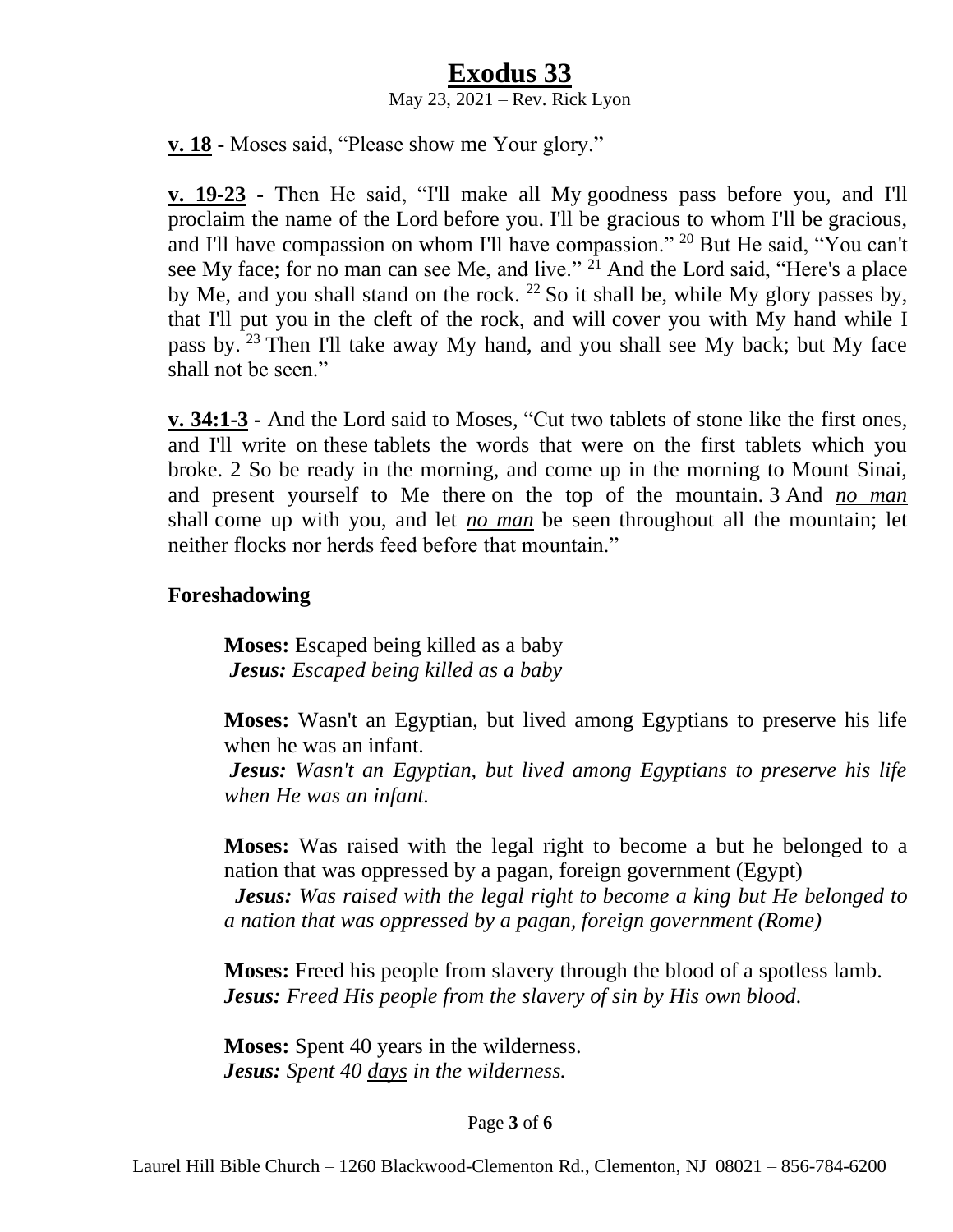# Exodus 33

May 23, 2021 – Rev. Rick Lyon

**v. 18** - Moses said, "Please show me Your glory."

**v. 19-23** - Then He said, "I'll make all My goodness pass before you, and I'll proclaim the name of the Lord before you. I'll be gracious to whom I'll be gracious, and I'll have compassion on whom I'll have compassion." [20] But He said, "You can't see My face; for no man can see Me, and live." [21] And the Lord said, "Here's a place by Me, and you shall stand on the rock. [22] So it shall be, while My glory passes by, that I'll put you in the cleft of the rock, and will cover you with My hand while I pass by. [23] Then I'll take away My hand, and you shall see My back; but My face shall not be seen."

**v. 34:1-3** - And the Lord said to Moses, "Cut two tablets of stone like the first ones, and I'll write on these tablets the words that were on the first tablets which you broke. 2 So be ready in the morning, and come up in the morning to Mount Sinai, and present yourself to Me there on the top of the mountain. 3 And *no man* shall come up with you, and let *no man* be seen throughout all the mountain; let neither flocks nor herds feed before that mountain."

### Foreshadowing

**Moses:** Escaped being killed as a baby
***Jesus:*** *Escaped being killed as a baby*

**Moses:** Wasn't an Egyptian, but lived among Egyptians to preserve his life when he was an infant.
***Jesus:*** *Wasn't an Egyptian, but lived among Egyptians to preserve his life when He was an infant.*

**Moses:** Was raised with the legal right to become a but he belonged to a nation that was oppressed by a pagan, foreign government (Egypt)
***Jesus:*** *Was raised with the legal right to become a king but He belonged to a nation that was oppressed by a pagan, foreign government (Rome)*

**Moses:** Freed his people from slavery through the blood of a spotless lamb.
***Jesus:*** *Freed His people from the slavery of sin by His own blood.*

**Moses:** Spent 40 years in the wilderness.
***Jesus:*** *Spent 40 days in the wilderness.*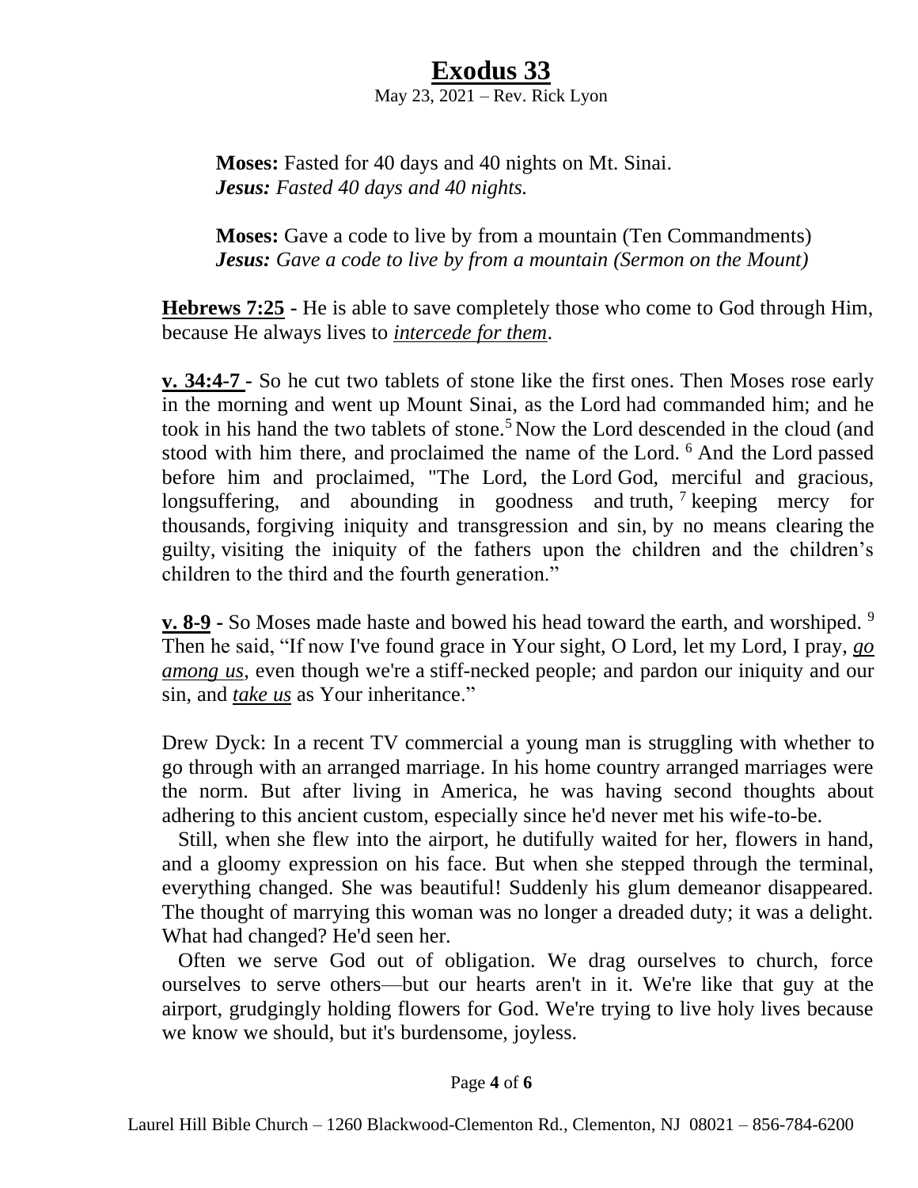**Moses:** Fasted for 40 days and 40 nights on Mt. Sinai.
***Jesus:*** *Fasted 40 days and 40 nights.*

**Moses:** Gave a code to live by from a mountain (Ten Commandments)
***Jesus:*** *Gave a code to live by from a mountain (Sermon on the Mount)*

<u>**Hebrews 7:25**</u> **-** He is able to save completely those who come to God through Him, because He always lives to <u>*intercede for them*</u>.

<u>**v. 34:4-7**</u> **-** So he cut two tablets of stone like the first ones. Then Moses rose early in the morning and went up Mount Sinai, as the Lord had commanded him; and he took in his hand the two tablets of stone.[5] Now the Lord descended in the cloud (and stood with him there, and proclaimed the name of the Lord. [6] And the Lord passed before him and proclaimed, "The Lord, the Lord God, merciful and gracious, longsuffering, and abounding in goodness and truth, [7] keeping mercy for thousands, forgiving iniquity and transgression and sin, by no means clearing the guilty, visiting the iniquity of the fathers upon the children and the children's children to the third and the fourth generation."

<u>**v. 8-9**</u> **-** So Moses made haste and bowed his head toward the earth, and worshiped. [9] Then he said, "If now I've found grace in Your sight, O Lord, let my Lord, I pray, <u>*go among us*</u>, even though we're a stiff-necked people; and pardon our iniquity and our sin, and <u>*take us*</u> as Your inheritance."

Drew Dyck: In a recent TV commercial a young man is struggling with whether to go through with an arranged marriage. In his home country arranged marriages were the norm. But after living in America, he was having second thoughts about adhering to this ancient custom, especially since he'd never met his wife-to-be.

Still, when she flew into the airport, he dutifully waited for her, flowers in hand, and a gloomy expression on his face. But when she stepped through the terminal, everything changed. She was beautiful! Suddenly his glum demeanor disappeared. The thought of marrying this woman was no longer a dreaded duty; it was a delight. What had changed? He'd seen her.

Often we serve God out of obligation. We drag ourselves to church, force ourselves to serve others—but our hearts aren't in it. We're like that guy at the airport, grudgingly holding flowers for God. We're trying to live holy lives because we know we should, but it's burdensome, joyless.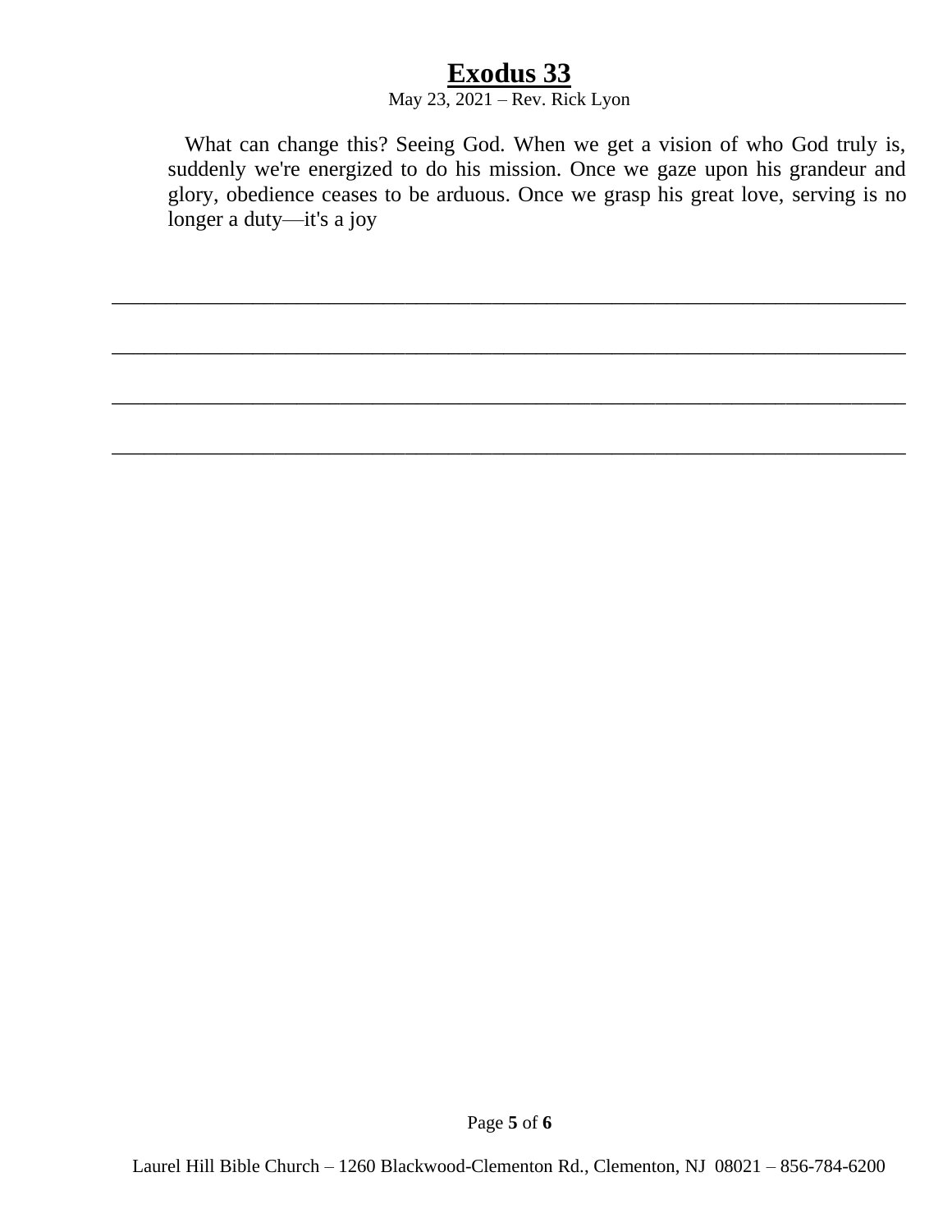What can change this? Seeing God. When we get a vision of who God truly is, suddenly we're energized to do his mission. Once we gaze upon his grandeur and glory, obedience ceases to be arduous. Once we grasp his great love, serving is no longer a duty—it's a joy

\_\_\_\_\_\_\_\_\_\_\_\_\_\_\_\_\_\_\_\_\_\_\_\_\_\_\_\_\_\_\_\_\_\_\_\_\_\_\_\_\_\_\_\_\_\_\_\_\_\_\_\_\_\_\_\_\_\_\_\_\_\_\_\_\_\_\_\_\_\_

\_\_\_\_\_\_\_\_\_\_\_\_\_\_\_\_\_\_\_\_\_\_\_\_\_\_\_\_\_\_\_\_\_\_\_\_\_\_\_\_\_\_\_\_\_\_\_\_\_\_\_\_\_\_\_\_\_\_\_\_\_\_\_\_\_\_\_\_\_\_

\_\_\_\_\_\_\_\_\_\_\_\_\_\_\_\_\_\_\_\_\_\_\_\_\_\_\_\_\_\_\_\_\_\_\_\_\_\_\_\_\_\_\_\_\_\_\_\_\_\_\_\_\_\_\_\_\_\_\_\_\_\_\_\_\_\_\_\_\_\_

\_\_\_\_\_\_\_\_\_\_\_\_\_\_\_\_\_\_\_\_\_\_\_\_\_\_\_\_\_\_\_\_\_\_\_\_\_\_\_\_\_\_\_\_\_\_\_\_\_\_\_\_\_\_\_\_\_\_\_\_\_\_\_\_\_\_\_\_\_\_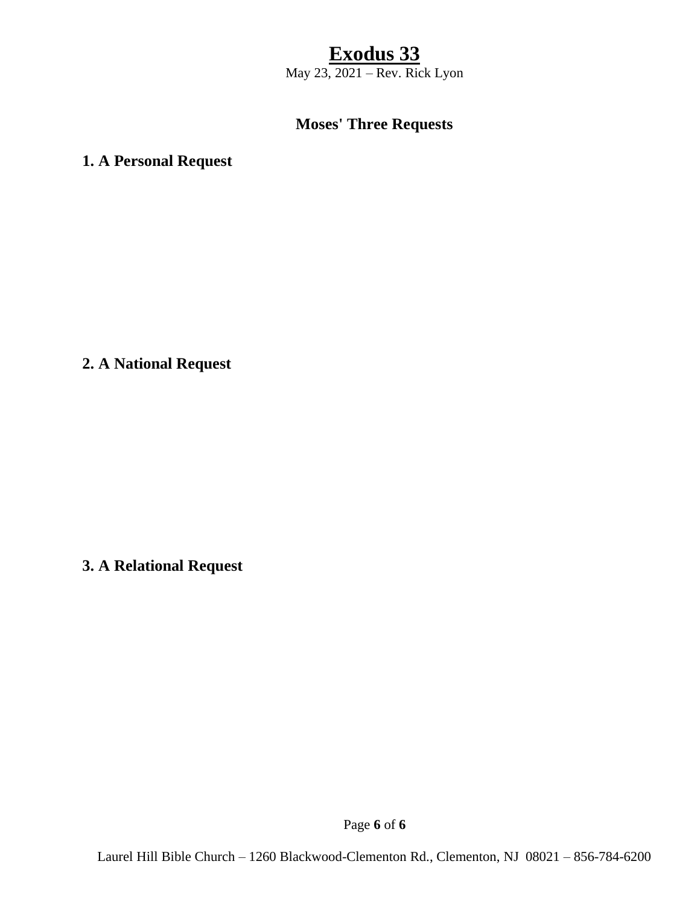# Exodus 33

May 23, 2021 – Rev. Rick Lyon

## Moses' Three Requests

### 1. A Personal Request

### 2. A National Request

### 3. A Relational Request